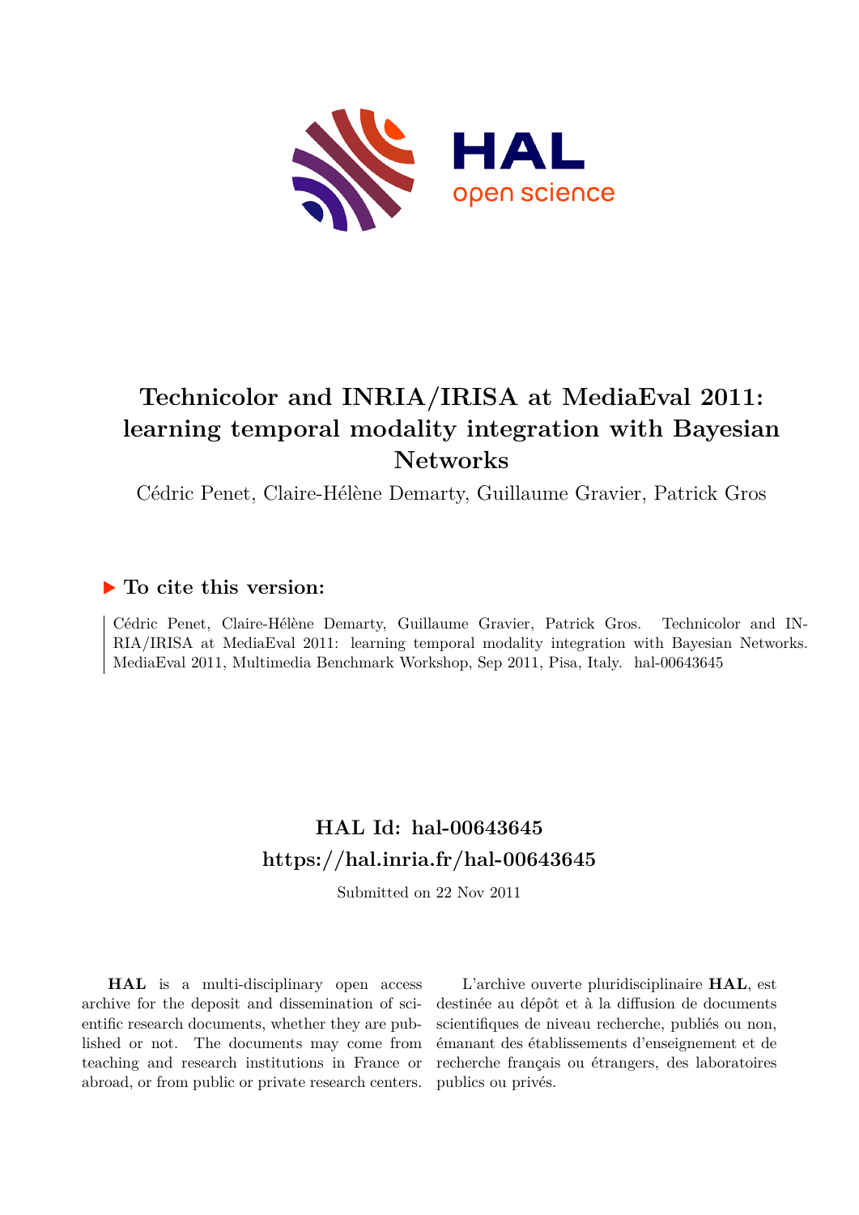# Technicolor and INRIA/IRISA at MediaEval 2011: learning temporal modality integration with Bayesian Networks

Cédric Penet, Claire-Hélène Demarty, Guillaume Gravier, Patrick Gros

## ▶ To cite this version:

Cédric Penet, Claire-Hélène Demarty, Guillaume Gravier, Patrick Gros. Technicolor and INRIA/IRISA at MediaEval 2011: learning temporal modality integration with Bayesian Networks. MediaEval 2011, Multimedia Benchmark Workshop, Sep 2011, Pisa, Italy. hal-00643645

## HAL Id: hal-00643645
## https://hal.inria.fr/hal-00643645

Submitted on 22 Nov 2011

**HAL** is a multi-disciplinary open access archive for the deposit and dissemination of scientific research documents, whether they are published or not. The documents may come from teaching and research institutions in France or abroad, or from public or private research centers.

L'archive ouverte pluridisciplinaire **HAL**, est destinée au dépôt et à la diffusion de documents scientifiques de niveau recherche, publiés ou non, émanant des établissements d'enseignement et de recherche français ou étrangers, des laboratoires publics ou privés.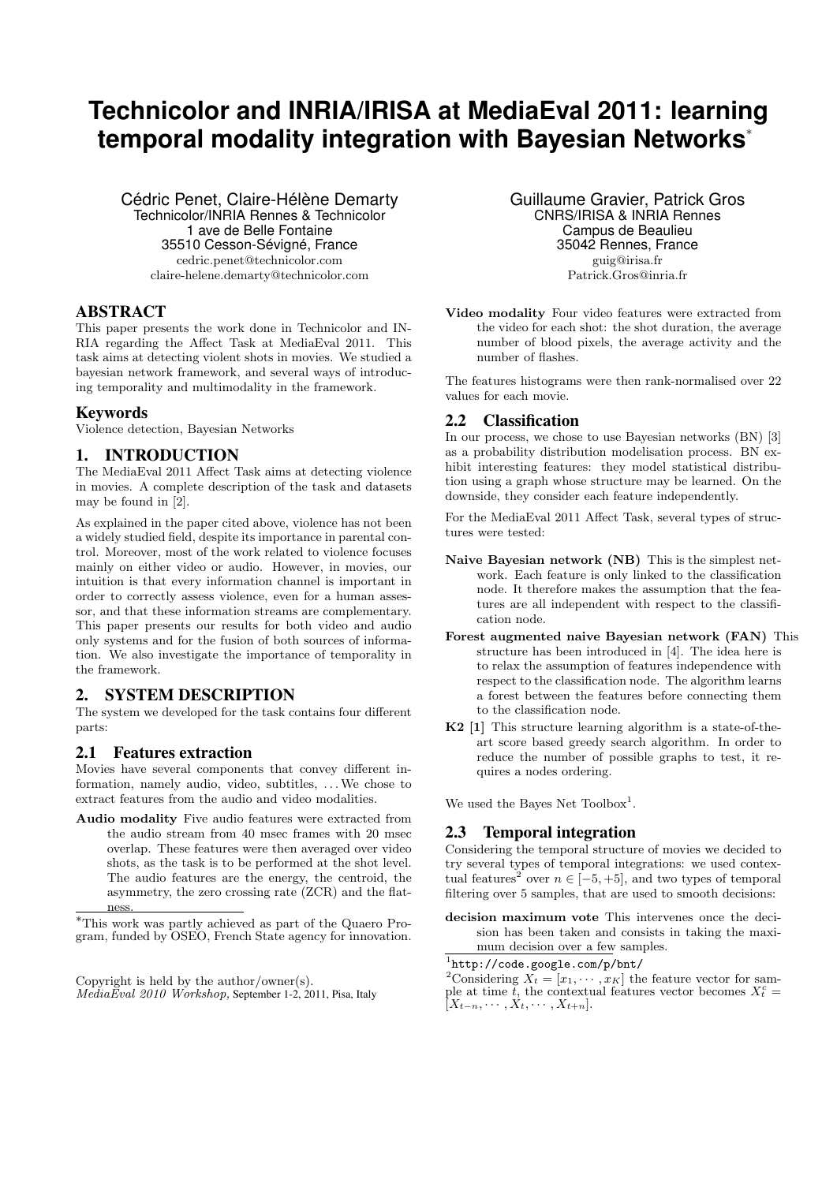# Technicolor and INRIA/IRISA at MediaEval 2011: learning temporal modality integration with Bayesian Networks*

Cédric Penet, Claire-Hélène Demarty
Technicolor/INRIA Rennes & Technicolor
1 ave de Belle Fontaine
35510 Cesson-Sévigné, France
cedric.penet@technicolor.com
claire-helene.demarty@technicolor.com

Guillaume Gravier, Patrick Gros
CNRS/IRISA & INRIA Rennes
Campus de Beaulieu
35042 Rennes, France
guig@irisa.fr
Patrick.Gros@inria.fr

## ABSTRACT

This paper presents the work done in Technicolor and INRIA regarding the Affect Task at MediaEval 2011. This task aims at detecting violent shots in movies. We studied a bayesian network framework, and several ways of introducing temporality and multimodality in the framework.

### Keywords

Violence detection, Bayesian Networks

## 1. INTRODUCTION

The MediaEval 2011 Affect Task aims at detecting violence in movies. A complete description of the task and datasets may be found in [2].

As explained in the paper cited above, violence has not been a widely studied field, despite its importance in parental control. Moreover, most of the work related to violence focuses mainly on either video or audio. However, in movies, our intuition is that every information channel is important in order to correctly assess violence, even for a human assessor, and that these information streams are complementary. This paper presents our results for both video and audio only systems and for the fusion of both sources of information. We also investigate the importance of temporality in the framework.

## 2. SYSTEM DESCRIPTION

The system we developed for the task contains four different parts:

### 2.1 Features extraction

Movies have several components that convey different information, namely audio, video, subtitles, ... We chose to extract features from the audio and video modalities.

**Audio modality** Five audio features were extracted from the audio stream from 40 msec frames with 20 msec overlap. These features were then averaged over video shots, as the task is to be performed at the shot level. The audio features are the energy, the centroid, the asymmetry, the zero crossing rate (ZCR) and the flatness.

**Video modality** Four video features were extracted from the video for each shot: the shot duration, the average number of blood pixels, the average activity and the number of flashes.

The features histograms were then rank-normalised over 22 values for each movie.

### 2.2 Classification

In our process, we chose to use Bayesian networks (BN) [3] as a probability distribution modelisation process. BN exhibit interesting features: they model statistical distribution using a graph whose structure may be learned. On the downside, they consider each feature independently.

For the MediaEval 2011 Affect Task, several types of structures were tested:

**Naive Bayesian network (NB)** This is the simplest network. Each feature is only linked to the classification node. It therefore makes the assumption that the features are all independent with respect to the classification node.

**Forest augmented naive Bayesian network (FAN)** This structure has been introduced in [4]. The idea here is to relax the assumption of features independence with respect to the classification node. The algorithm learns a forest between the features before connecting them to the classification node.

**K2 [1]** This structure learning algorithm is a state-of-the-art score based greedy search algorithm. In order to reduce the number of possible graphs to test, it requires a nodes ordering.

We used the Bayes Net Toolbox[1].

### 2.3 Temporal integration

Considering the temporal structure of movies we decided to try several types of temporal integrations: we used contextual features[2] over $n \in [-5, +5]$, and two types of temporal filtering over 5 samples, that are used to smooth decisions:

**decision maximum vote** This intervenes once the decision has been taken and consists in taking the maximum decision over a few samples.

*This work was partly achieved as part of the Quaero Program, funded by OSEO, French State agency for innovation.

Copyright is held by the author/owner(s).
*MediaEval 2010 Workshop,* September 1-2, 2011, Pisa, Italy

[1] http://code.google.com/p/bnt/

[2] Considering $X_t = [x_1, \cdots, x_K]$ the feature vector for sample at time $t$, the contextual features vector becomes $X_t^c = [X_{t-n}, \cdots, X_t, \cdots, X_{t+n}]$.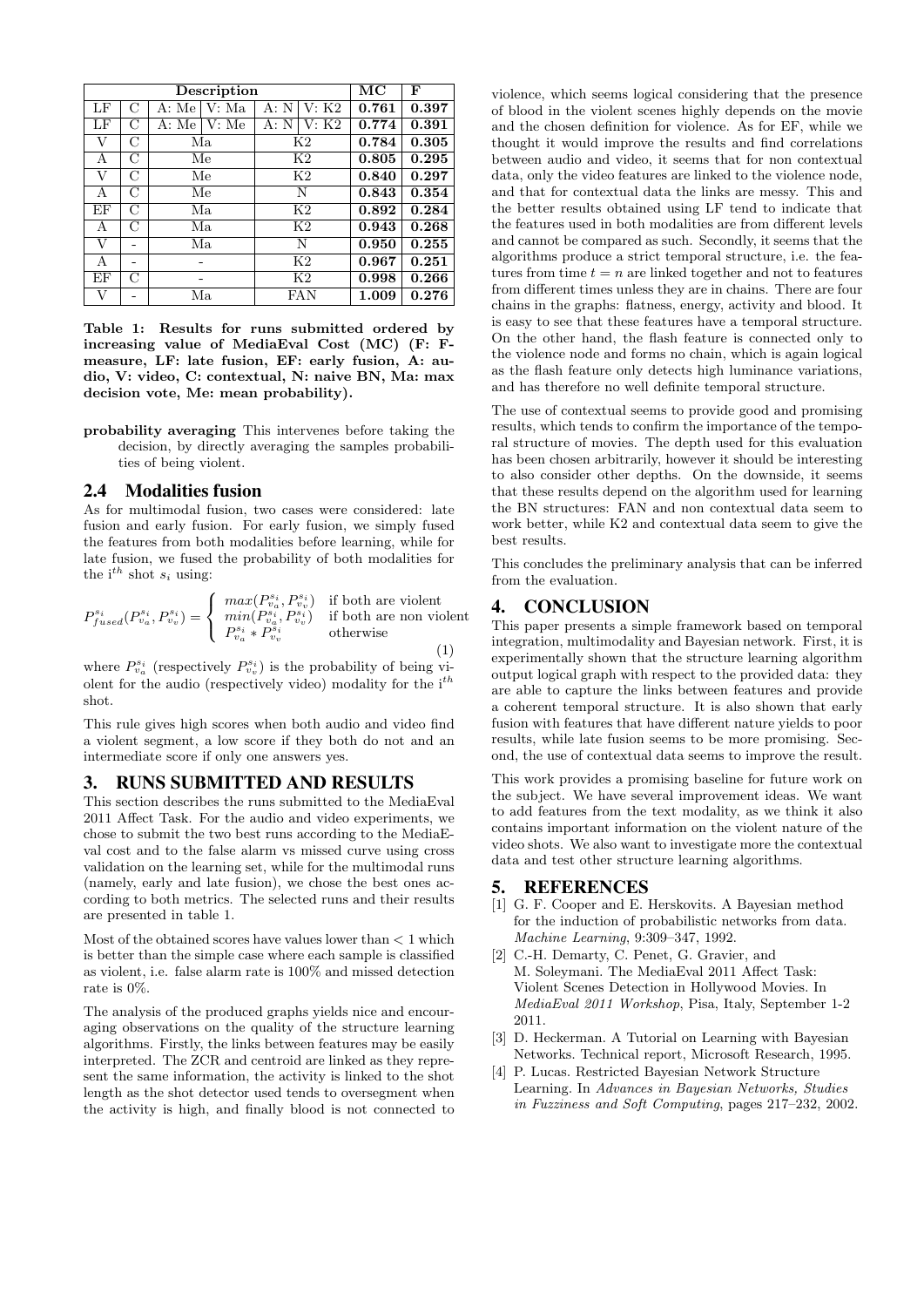| Description | | | | | | MC | F |
|---|---|---|---|---|---|---|---|
| LF | C | A: Me | V: Ma | A: N | V: K2 | **0.761** | **0.397** |
| LF | C | A: Me | V: Me | A: N | V: K2 | **0.774** | **0.391** |
| V | C | Ma | | K2 | | **0.784** | **0.305** |
| A | C | Me | | K2 | | **0.805** | **0.295** |
| V | C | Me | | K2 | | **0.840** | **0.297** |
| A | C | Me | | N | | **0.843** | **0.354** |
| EF | C | Ma | | K2 | | **0.892** | **0.284** |
| A | C | Ma | | K2 | | **0.943** | **0.268** |
| V | - | Ma | | N | | **0.950** | **0.255** |
| A | - | - | | K2 | | **0.967** | **0.251** |
| EF | C | - | | K2 | | **0.998** | **0.266** |
| V | - | Ma | | FAN | | **1.009** | **0.276** |

**Table 1: Results for runs submitted ordered by increasing value of MediaEval Cost (MC) (F: F-measure, LF: late fusion, EF: early fusion, A: audio, V: video, C: contextual, N: naive BN, Ma: max decision vote, Me: mean probability).**

**probability averaging** This intervenes before taking the decision, by directly averaging the samples probabilities of being violent.

## 2.4 Modalities fusion

As for multimodal fusion, two cases were considered: late fusion and early fusion. For early fusion, we simply fused the features from both modalities before learning, while for late fusion, we fused the probability of both modalities for the i$^{th}$ shot $s_i$ using:

$$P^{s_i}_{fused}(P^{s_i}_{v_a}, P^{s_i}_{v_v}) = \begin{cases} max(P^{s_i}_{v_a}, P^{s_i}_{v_v}) & \text{if both are violent} \\ min(P^{s_i}_{v_a}, P^{s_i}_{v_v}) & \text{if both are non violent} \\ P^{s_i}_{v_a} * P^{s_i}_{v_v} & \text{otherwise} \end{cases} \tag{1}$$

where $P^{s_i}_{v_a}$ (respectively $P^{s_i}_{v_v}$) is the probability of being violent for the audio (respectively video) modality for the i$^{th}$ shot.

This rule gives high scores when both audio and video find a violent segment, a low score if they both do not and an intermediate score if only one answers yes.

# 3. RUNS SUBMITTED AND RESULTS

This section describes the runs submitted to the MediaEval 2011 Affect Task. For the audio and video experiments, we chose to submit the two best runs according to the MediaEval cost and to the false alarm vs missed curve using cross validation on the learning set, while for the multimodal runs (namely, early and late fusion), we chose the best ones according to both metrics. The selected runs and their results are presented in table 1.

Most of the obtained scores have values lower than $< 1$ which is better than the simple case where each sample is classified as violent, i.e. false alarm rate is 100% and missed detection rate is 0%.

The analysis of the produced graphs yields nice and encouraging observations on the quality of the structure learning algorithms. Firstly, the links between features may be easily interpreted. The ZCR and centroid are linked as they represent the same information, the activity is linked to the shot length as the shot detector used tends to oversegment when the activity is high, and finally blood is not connected to violence, which seems logical considering that the presence of blood in the violent scenes highly depends on the movie and the chosen definition for violence. As for EF, while we thought it would improve the results and find correlations between audio and video, it seems that for non contextual data, only the video features are linked to the violence node, and that for contextual data the links are messy. This and the better results obtained using LF tend to indicate that the features used in both modalities are from different levels and cannot be compared as such. Secondly, it seems that the algorithms produce a strict temporal structure, i.e. the features from time $t = n$ are linked together and not to features from different times unless they are in chains. There are four chains in the graphs: flatness, energy, activity and blood. It is easy to see that these features have a temporal structure. On the other hand, the flash feature is connected only to the violence node and forms no chain, which is again logical as the flash feature only detects high luminance variations, and has therefore no well definite temporal structure.

The use of contextual seems to provide good and promising results, which tends to confirm the importance of the temporal structure of movies. The depth used for this evaluation has been chosen arbitrarily, however it should be interesting to also consider other depths. On the downside, it seems that these results depend on the algorithm used for learning the BN structures: FAN and non contextual data seem to work better, while K2 and contextual data seem to give the best results.

This concludes the preliminary analysis that can be inferred from the evaluation.

# 4. CONCLUSION

This paper presents a simple framework based on temporal integration, multimodality and Bayesian network. First, it is experimentally shown that the structure learning algorithm output logical graph with respect to the provided data: they are able to capture the links between features and provide a coherent temporal structure. It is also shown that early fusion with features that have different nature yields to poor results, while late fusion seems to be more promising. Second, the use of contextual data seems to improve the result.

This work provides a promising baseline for future work on the subject. We have several improvement ideas. We want to add features from the text modality, as we think it also contains important information on the violent nature of the video shots. We also want to investigate more the contextual data and test other structure learning algorithms.

# 5. REFERENCES

[1] G. F. Cooper and E. Herskovits. A Bayesian method for the induction of probabilistic networks from data. *Machine Learning*, 9:309–347, 1992.

[2] C.-H. Demarty, C. Penet, G. Gravier, and M. Soleymani. The MediaEval 2011 Affect Task: Violent Scenes Detection in Hollywood Movies. In *MediaEval 2011 Workshop*, Pisa, Italy, September 1-2 2011.

[3] D. Heckerman. A Tutorial on Learning with Bayesian Networks. Technical report, Microsoft Research, 1995.

[4] P. Lucas. Restricted Bayesian Network Structure Learning. In *Advances in Bayesian Networks, Studies in Fuzziness and Soft Computing*, pages 217–232, 2002.